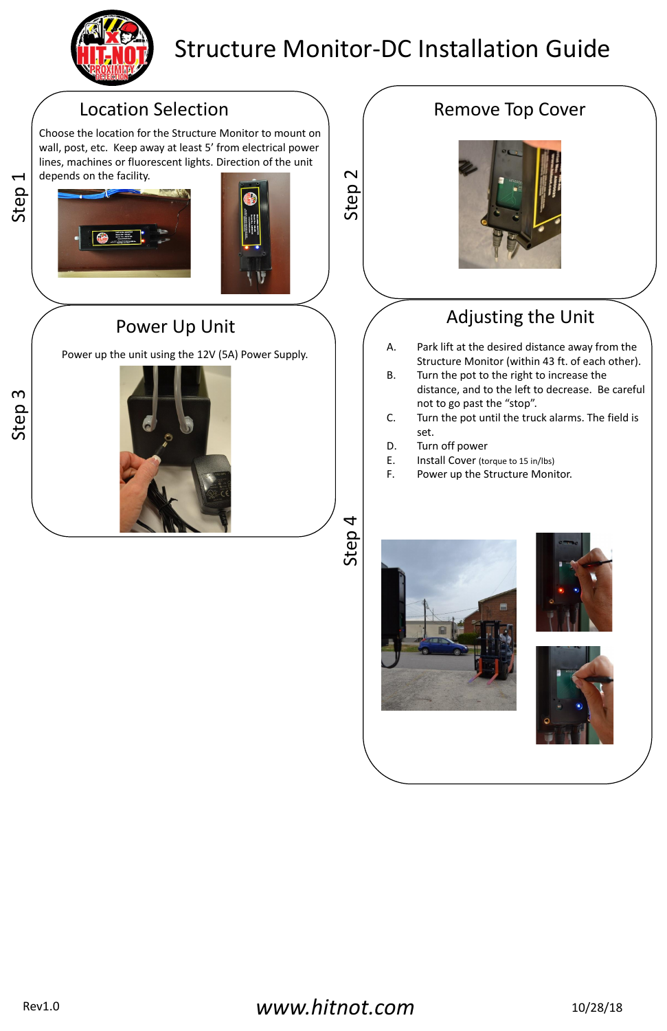# Structure Monitor-DC Installation Guide

## Step 1 – Location Selection

Choose the location for the Structure Monitor to mount on wall, post, etc. Keep away at least 5' from electrical power lines, machines or fluorescent lights. Direction of the unit depends on the facility.

## Step 2 – Remove Top Cover

## Step 3 – Power Up Unit

Power up the unit using the 12V (5A) Power Supply.

## Step 4 – Adjusting the Unit

A. Park lift at the desired distance away from the Structure Monitor (within 43 ft. of each other).
B. Turn the pot to the right to increase the distance, and to the left to decrease. Be careful not to go past the "stop".
C. Turn the pot until the truck alarms. The field is set.
D. Turn off power
E. Install Cover (torque to 15 in/lbs)
F. Power up the Structure Monitor.

Rev1.0 www.hitnot.com 10/28/18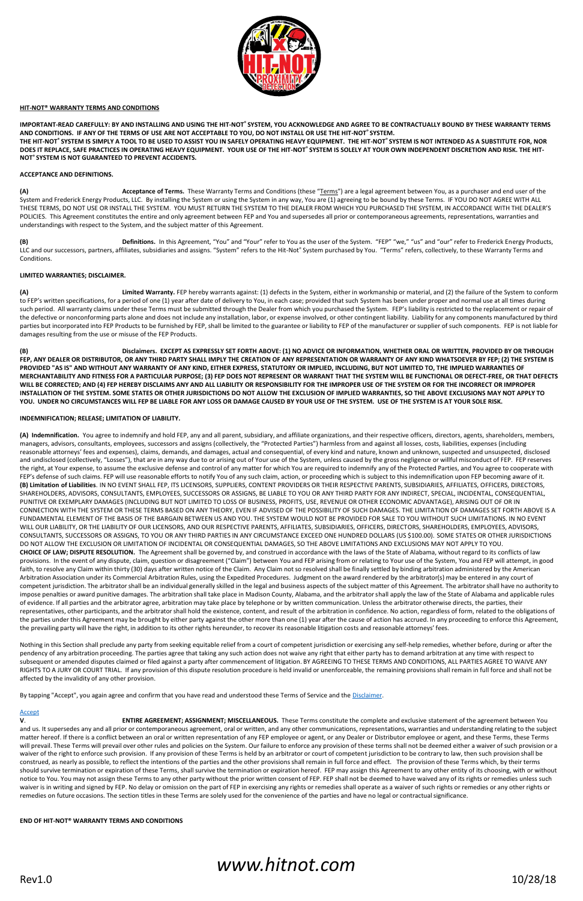**HIT-NOT® WARRANTY TERMS AND CONDITIONS**

**IMPORTANT-READ CAREFULLY: BY AND INSTALLING AND USING THE HIT-NOT® SYSTEM, YOU ACKNOWLEDGE AND AGREE TO BE CONTRACTUALLY BOUND BY THESE WARRANTY TERMS AND CONDITIONS. IF ANY OF THE TERMS OF USE ARE NOT ACCEPTABLE TO YOU, DO NOT INSTALL OR USE THE HIT-NOT® SYSTEM.**
**THE HIT-NOT® SYSTEM IS SIMPLY A TOOL TO BE USED TO ASSIST YOU IN SAFELY OPERATING HEAVY EQUIPMENT. THE HIT-NOT® SYSTEM IS NOT INTENDED AS A SUBSTITUTE FOR, NOR DOES IT REPLACE, SAFE PRACTICES IN OPERATING HEAVY EQUIPMENT. YOUR USE OF THE HIT-NOT® SYSTEM IS SOLELY AT YOUR OWN INDEPENDENT DISCRETION AND RISK. THE HIT-NOT® SYSTEM IS NOT GUARANTEED TO PREVENT ACCIDENTS.**

**ACCEPTANCE AND DEFINITIONS.**

**(A)** **Acceptance of Terms.** These Warranty Terms and Conditions (these "Terms") are a legal agreement between You, as a purchaser and end user of the System and Frederick Energy Products, LLC. By installing the System or using the System in any way, You are (1) agreeing to be bound by these Terms. IF YOU DO NOT AGREE WITH ALL THESE TERMS, DO NOT USE OR INSTALL THE SYSTEM. YOU MUST RETURN THE SYSTEM TO THE DEALER FROM WHICH YOU PURCHASED THE SYSTEM, IN ACCORDANCE WITH THE DEALER'S POLICIES. This Agreement constitutes the entire and only agreement between FEP and You and supersedes all prior or contemporaneous agreements, representations, warranties and understandings with respect to the System, and the subject matter of this Agreement.

**(B)** **Definitions.** In this Agreement, "You" and "Your" refer to You as the user of the System. "FEP" "we," "us" and "our" refer to Frederick Energy Products, LLC and our successors, partners, affiliates, subsidiaries and assigns. "System" refers to the Hit-Not® System purchased by You. "Terms" refers, collectively, to these Warranty Terms and Conditions.

**LIMITED WARRANTIES; DISCLAIMER.**

**(A)** **Limited Warranty.** FEP hereby warrants against: (1) defects in the System, either in workmanship or material, and (2) the failure of the System to conform to FEP's written specifications, for a period of one (1) year after date of delivery to You, in each case; provided that such System has been under proper and normal use at all times during such period. All warranty claims under these Terms must be submitted through the Dealer from which you purchased the System. FEP's liability is restricted to the replacement or repair of the defective or nonconforming parts alone and does not include any installation, labor, or expense involved, or other contingent liability. Liability for any components manufactured by third parties but incorporated into FEP Products to be furnished by FEP, shall be limited to the guarantee or liability to FEP of the manufacturer or supplier of such components. FEP is not liable for damages resulting from the use or misuse of the FEP Products.

**(B)** **Disclaimers. EXCEPT AS EXPRESSLY SET FORTH ABOVE: (1) NO ADVICE OR INFORMATION, WHETHER ORAL OR WRITTEN, PROVIDED BY OR THROUGH FEP, ANY DEALER OR DISTRIBUTOR, OR ANY THIRD PARTY SHALL IMPLY THE CREATION OF ANY REPRESENTATION OR WARRANTY OF ANY KIND WHATSOEVER BY FEP; (2) THE SYSTEM IS PROVIDED "AS IS" AND WITHOUT ANY WARRANTY OF ANY KIND, EITHER EXPRESS, STATUTORY OR IMPLIED, INCLUDING, BUT NOT LIMITED TO, THE IMPLIED WARRANTIES OF MERCHANTABILITY AND FITNESS FOR A PARTICULAR PURPOSE; (3) FEP DOES NOT REPRESENT OR WARRANT THAT THE SYSTEM WILL BE FUNCTIONAL OR DEFECT-FREE, OR THAT DEFECTS WILL BE CORRECTED; AND (4) FEP HEREBY DISCLAIMS ANY AND ALL LIABILITY OR RESPONSIBILITY FOR THE IMPROPER USE OF THE SYSTEM OR FOR THE INCORRECT OR IMPROPER INSTALLATION OF THE SYSTEM. SOME STATES OR OTHER JURISDICTIONS DO NOT ALLOW THE EXCLUSION OF IMPLIED WARRANTIES, SO THE ABOVE EXCLUSIONS MAY NOT APPLY TO YOU. UNDER NO CIRCUMSTANCES WILL FEP BE LIABLE FOR ANY LOSS OR DAMAGE CAUSED BY YOUR USE OF THE SYSTEM. USE OF THE SYSTEM IS AT YOUR SOLE RISK.**

**INDEMNIFICATION; RELEASE; LIMITATION OF LIABILITY.**

**(A) Indemnification.** You agree to indemnify and hold FEP, any and all parent, subsidiary, and affiliate organizations, and their respective officers, directors, agents, shareholders, members, managers, advisors, consultants, employees, successors and assigns (collectively, the "Protected Parties") harmless from and against all losses, costs, liabilities, expenses (including reasonable attorneys' fees and expenses), claims, demands, and damages, actual and consequential, of every kind and nature, known and unknown, suspected and unsuspected, disclosed and undisclosed (collectively, "Losses"), that are in any way due to or arising out of Your use of the System, unless caused by the gross negligence or willful misconduct of FEP. FEP reserves the right, at Your expense, to assume the exclusive defense and control of any matter for which You are required to indemnify any of the Protected Parties, and You agree to cooperate with FEP's defense of such claims. FEP will use reasonable efforts to notify You of any such claim, action, or proceeding which is subject to this indemnification upon FEP becoming aware of it.
**(B) Limitation of Liabilities**. IN NO EVENT SHALL FEP, ITS LICENSORS, SUPPLIERS, CONTENT PROVIDERS OR THEIR RESPECTIVE PARENTS, SUBSIDIARIES, AFFILIATES, OFFICERS, DIRECTORS, SHAREHOLDERS, ADVISORS, CONSULTANTS, EMPLOYEES, SUCCESSORS OR ASSIGNS, BE LIABLE TO YOU OR ANY THIRD PARTY FOR ANY INDIRECT, SPECIAL, INCIDENTAL, CONSEQUENTIAL, PUNITIVE OR EXEMPLARY DAMAGES (INCLUDING BUT NOT LIMITED TO LOSS OF BUSINESS, PROFITS, USE, REVENUE OR OTHER ECONOMIC ADVANTAGE), ARISING OUT OF OR IN CONNECTION WITH THE SYSTEM OR THESE TERMS BASED ON ANY THEORY, EVEN IF ADVISED OF THE POSSIBILITY OF SUCH DAMAGES. THE LIMITATION OF DAMAGES SET FORTH ABOVE IS A FUNDAMENTAL ELEMENT OF THE BASIS OF THE BARGAIN BETWEEN US AND YOU. THE SYSTEM WOULD NOT BE PROVIDED FOR SALE TO YOU WITHOUT SUCH LIMITATIONS. IN NO EVENT WILL OUR LIABILITY, OR THE LIABILITY OF OUR LICENSORS, AND OUR RESPECTIVE PARENTS, AFFILIATES, SUBSIDIARIES, OFFICERS, DIRECTORS, SHAREHOLDERS, EMPLOYEES, ADVISORS, CONSULTANTS, SUCCESSORS OR ASSIGNS, TO YOU OR ANY THIRD PARTIES IN ANY CIRCUMSTANCE EXCEED ONE HUNDRED DOLLARS (US $100.00). SOME STATES OR OTHER JURISDICTIONS DO NOT ALLOW THE EXCLUSION OR LIMITATION OF INCIDENTAL OR CONSEQUENTIAL DAMAGES, SO THE ABOVE LIMITATIONS AND EXCLUSIONS MAY NOT APPLY TO YOU.
**CHOICE OF LAW; DISPUTE RESOLUTION.** The Agreement shall be governed by, and construed in accordance with the laws of the State of Alabama, without regard to its conflicts of law provisions. In the event of any dispute, claim, question or disagreement ("Claim") between You and FEP arising from or relating to Your use of the System, You and FEP will attempt, in good faith, to resolve any Claim within thirty (30) days after written notice of the Claim. Any Claim not so resolved shall be finally settled by binding arbitration administered by the American Arbitration Association under its Commercial Arbitration Rules, using the Expedited Procedures. Judgment on the award rendered by the arbitrator(s) may be entered in any court of competent jurisdiction. The arbitrator shall be an individual generally skilled in the legal and business aspects of the subject matter of this Agreement. The arbitrator shall have no authority to impose penalties or award punitive damages. The arbitration shall take place in Madison County, Alabama, and the arbitrator shall apply the law of the State of Alabama and applicable rules of evidence. If all parties and the arbitrator agree, arbitration may take place by telephone or by written communication. Unless the arbitrator otherwise directs, the parties, their representatives, other participants, and the arbitrator shall hold the existence, content, and result of the arbitration in confidence. No action, regardless of form, related to the obligations of the parties under this Agreement may be brought by either party against the other more than one (1) year after the cause of action has accrued. In any proceeding to enforce this Agreement, the prevailing party will have the right, in addition to its other rights hereunder, to recover its reasonable litigation costs and reasonable attorneys' fees.

Nothing in this Section shall preclude any party from seeking equitable relief from a court of competent jurisdiction or exercising any self-help remedies, whether before, during or after the pendency of any arbitration proceeding. The parties agree that taking any such action does not waive any right that either party has to demand arbitration at any time with respect to subsequent or amended disputes claimed or filed against a party after commencement of litigation. BY AGREEING TO THESE TERMS AND CONDITIONS, ALL PARTIES AGREE TO WAIVE ANY RIGHTS TO A JURY OR COURT TRIAL. If any provision of this dispute resolution procedure is held invalid or unenforceable, the remaining provisions shall remain in full force and shall not be affected by the invalidity of any other provision.

By tapping "Accept", you again agree and confirm that you have read and understood these Terms of Service and the Disclaimer.

Accept

**V**. **ENTIRE AGREEMENT; ASSIGNMENT; MISCELLANEOUS.** These Terms constitute the complete and exclusive statement of the agreement between You and us. It supersedes any and all prior or contemporaneous agreement, oral or written, and any other communications, representations, warranties and understanding relating to the subject matter hereof. If there is a conflict between an oral or written representation of any FEP employee or agent, or any Dealer or Distributor employee or agent, and these Terms, these Terms will prevail. These Terms will prevail over other rules and policies on the System. Our failure to enforce any provision of these terms shall not be deemed either a waiver of such provision or a waiver of the right to enforce such provision. If any provision of these Terms is held by an arbitrator or court of competent jurisdiction to be contrary to law, then such provision shall be construed, as nearly as possible, to reflect the intentions of the parties and the other provisions shall remain in full force and effect. The provision of these Terms which, by their terms should survive termination or expiration of these Terms, shall survive the termination or expiration hereof. FEP may assign this Agreement to any other entity of its choosing, with or without notice to You. You may not assign these Terms to any other party without the prior written consent of FEP. FEP shall not be deemed to have waived any of its rights or remedies unless such waiver is in writing and signed by FEP. No delay or omission on the part of FEP in exercising any rights or remedies shall operate as a waiver of such rights or remedies or any other rights or remedies on future occasions. The section titles in these Terms are solely used for the convenience of the parties and have no legal or contractual significance.

**END OF HIT-NOT® WARRANTY TERMS AND CONDITIONS**

*www.hitnot.com*

Rev1.0 10/28/18